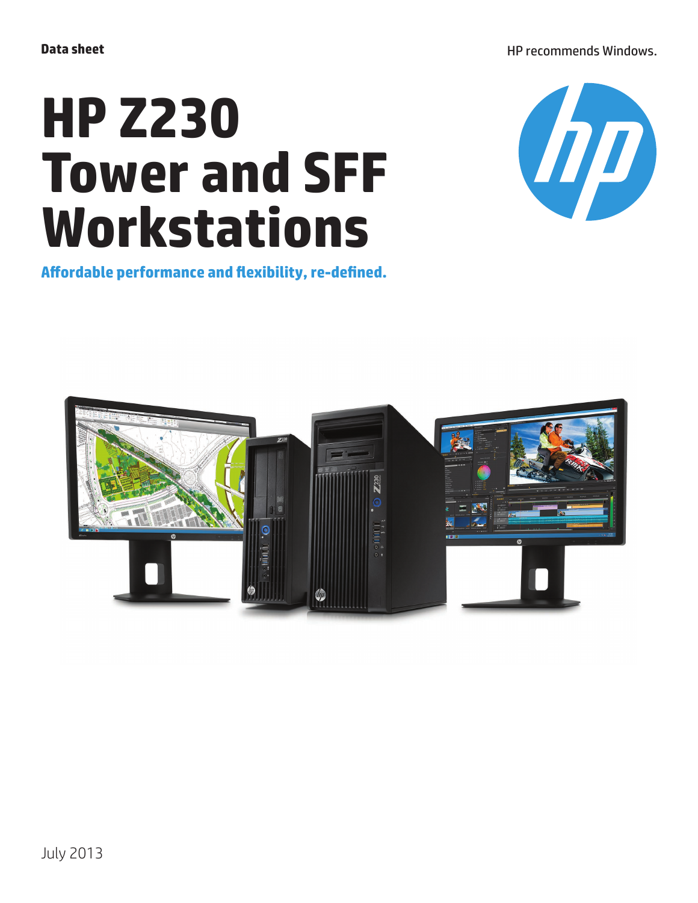Data sheet

HP recommends Windows.

# HP Z230 Tower and SFF Workstations

**Affordable performance and flexibility, re-defined.**

July 2013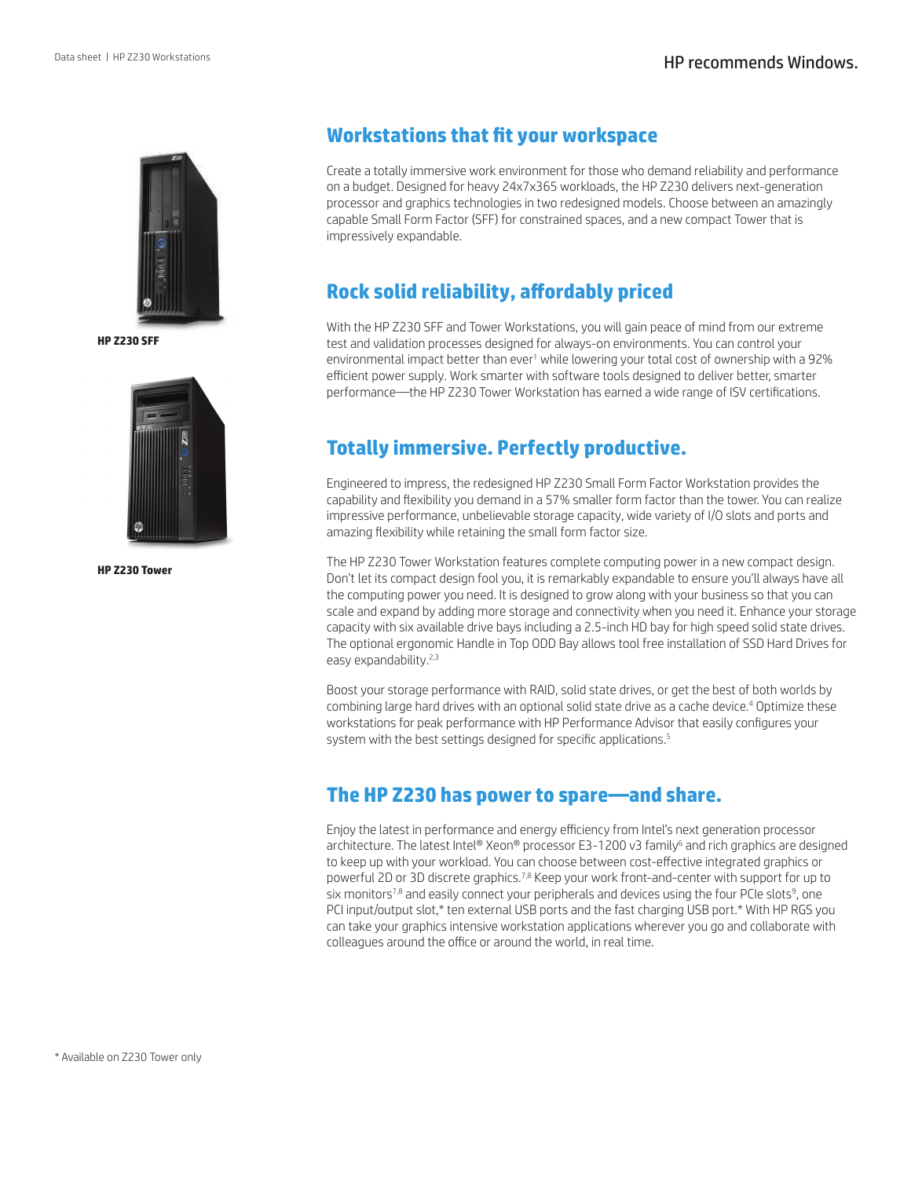HP recommends Windows.

HP Z230 SFF

HP Z230 Tower

## Workstations that fit your workspace

Create a totally immersive work environment for those who demand reliability and performance on a budget. Designed for heavy 24x7x365 workloads, the HP Z230 delivers next-generation processor and graphics technologies in two redesigned models. Choose between an amazingly capable Small Form Factor (SFF) for constrained spaces, and a new compact Tower that is impressively expandable.

## Rock solid reliability, affordably priced

With the HP Z230 SFF and Tower Workstations, you will gain peace of mind from our extreme test and validation processes designed for always-on environments. You can control your environmental impact better than ever[1] while lowering your total cost of ownership with a 92% efficient power supply. Work smarter with software tools designed to deliver better, smarter performance—the HP Z230 Tower Workstation has earned a wide range of ISV certifications.

## Totally immersive. Perfectly productive.

Engineered to impress, the redesigned HP Z230 Small Form Factor Workstation provides the capability and flexibility you demand in a 57% smaller form factor than the tower. You can realize impressive performance, unbelievable storage capacity, wide variety of I/O slots and ports and amazing flexibility while retaining the small form factor size.

The HP Z230 Tower Workstation features complete computing power in a new compact design. Don't let its compact design fool you, it is remarkably expandable to ensure you'll always have all the computing power you need. It is designed to grow along with your business so that you can scale and expand by adding more storage and connectivity when you need it. Enhance your storage capacity with six available drive bays including a 2.5-inch HD bay for high speed solid state drives. The optional ergonomic Handle in Top ODD Bay allows tool free installation of SSD Hard Drives for easy expandability.[2,3]

Boost your storage performance with RAID, solid state drives, or get the best of both worlds by combining large hard drives with an optional solid state drive as a cache device.[4] Optimize these workstations for peak performance with HP Performance Advisor that easily configures your system with the best settings designed for specific applications.[5]

## The HP Z230 has power to spare—and share.

Enjoy the latest in performance and energy efficiency from Intel's next generation processor architecture. The latest Intel® Xeon® processor E3-1200 v3 family[6] and rich graphics are designed to keep up with your workload. You can choose between cost-effective integrated graphics or powerful 2D or 3D discrete graphics.[7,8] Keep your work front-and-center with support for up to six monitors[7,8] and easily connect your peripherals and devices using the four PCIe slots[9], one PCI input/output slot,* ten external USB ports and the fast charging USB port.* With HP RGS you can take your graphics intensive workstation applications wherever you go and collaborate with colleagues around the office or around the world, in real time.

\* Available on Z230 Tower only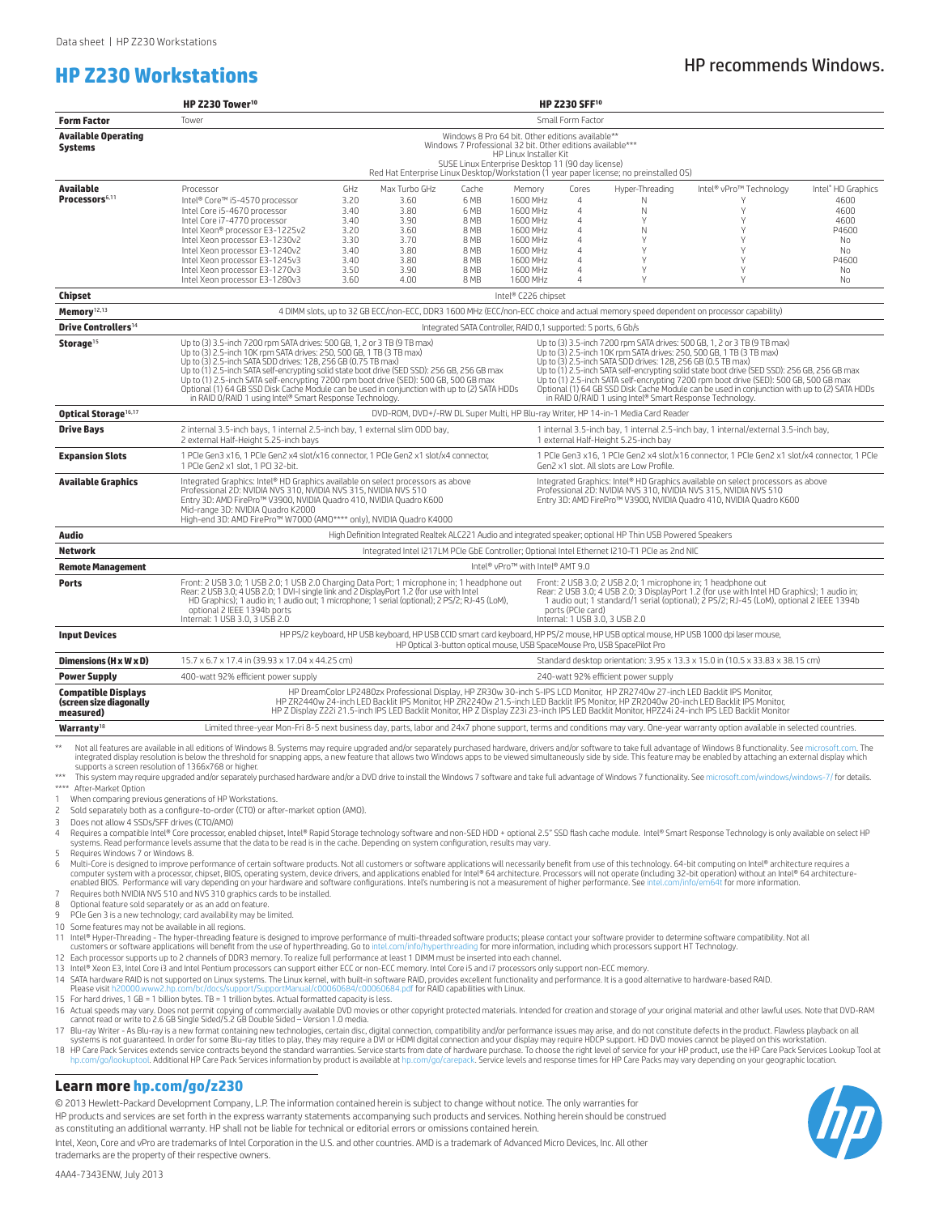# HP Z230 Workstations

HP recommends Windows.

| | HP Z230 Tower[10] | HP Z230 SFF[10] |
|---|---|---|
| **Form Factor** | Tower | Small Form Factor |
| **Available Operating Systems** | Windows 8 Pro 64 bit. Other editions available** Windows 7 Professional 32 bit. Other editions available*** HP Linux Installer Kit SUSE Linux Enterprise Desktop 11 (90 day license) Red Hat Enterprise Linux Desktop/Workstation (1 year paper license; no preinstalled OS) | |

**Available Processors[6,11]**

| Processor | GHz | Max Turbo GHz | Cache | Memory | Cores | Hyper-Threading | Intel® vPro™ Technology | Intel® HD Graphics |
|---|---|---|---|---|---|---|---|---|
| Intel® Core™ i5-4570 processor | 3.20 | 3.60 | 6 MB | 1600 MHz | 4 | N | Y | 4600 |
| Intel Core i5-4670 processor | 3.40 | 3.80 | 6 MB | 1600 MHz | 4 | N | Y | 4600 |
| Intel Core i7-4770 processor | 3.40 | 3.90 | 8 MB | 1600 MHz | 4 | Y | Y | 4600 |
| Intel Xeon® processor E3-1225v2 | 3.20 | 3.60 | 8 MB | 1600 MHz | 4 | N | Y | P4600 |
| Intel Xeon processor E3-1230v2 | 3.30 | 3.70 | 8 MB | 1600 MHz | 4 | Y | Y | No |
| Intel Xeon processor E3-1240v2 | 3.40 | 3.80 | 8 MB | 1600 MHz | 4 | Y | Y | No |
| Intel Xeon processor E3-1245v3 | 3.40 | 3.80 | 8 MB | 1600 MHz | 4 | Y | Y | P4600 |
| Intel Xeon processor E3-1270v3 | 3.50 | 3.90 | 8 MB | 1600 MHz | 4 | Y | Y | No |
| Intel Xeon processor E3-1280v3 | 3.60 | 4.00 | 8 MB | 1600 MHz | 4 | Y | Y | No |

| | HP Z230 Tower[10] | HP Z230 SFF[10] |
|---|---|---|
| **Chipset** | Intel® C226 chipset | |
| **Memory[12,13]** | 4 DIMM slots, up to 32 GB ECC/non-ECC, DDR3 1600 MHz (ECC/non-ECC choice and actual memory speed dependent on processor capability) | |
| **Drive Controllers[14]** | Integrated SATA Controller, RAID 0,1 supported: 5 ports, 6 Gb/s | |
| **Storage[15]** | Up to (3) 3.5-inch 7200 rpm SATA drives: 500 GB, 1, 2 or 3 TB (9 TB max) Up to (3) 2.5-inch 10K rpm SATA drives: 250, 500 GB, 1 TB (3 TB max) Up to (3) 2.5-inch SATA SDD drives: 128, 256 GB (0.75 TB max) Up to (1) 2.5-inch SATA self-encrypting solid state boot drive (SED SSD): 256 GB, 256 GB max Up to (1) 2.5-inch SATA self-encrypting 7200 rpm boot drive (SED): 500 GB, 500 GB max Optional (1) 64 GB SSD Disk Cache Module can be used in conjunction with up to (2) SATA HDDs in RAID 0/RAID 1 using Intel® Smart Response Technology. | Up to (3) 3.5-inch 7200 rpm SATA drives: 500 GB, 1, 2 or 3 TB (9 TB max) Up to (3) 2.5-inch 10K rpm SATA drives: 250, 500 GB, 1 TB (3 TB max) Up to (3) 2.5-inch SATA SDD drives: 128, 256 GB (0.5 TB max) Up to (1) 2.5-inch SATA self-encrypting solid state boot drive (SED SSD): 256 GB, 256 GB max Up to (1) 2.5-inch SATA self-encrypting 7200 rpm boot drive (SED): 500 GB, 500 GB max Optional (1) 64 GB SSD Disk Cache Module can be used in conjunction with up to (2) SATA HDDs in RAID 0/RAID 1 using Intel® Smart Response Technology. |
| **Optical Storage[16,17]** | DVD-ROM, DVD+/-RW DL Super Multi, HP Blu-ray Writer, HP 14-in-1 Media Card Reader | |
| **Drive Bays** | 2 internal 3.5-inch bays, 1 internal 2.5-inch bay, 1 external slim ODD bay, 2 external Half-Height 5.25-inch bays | 1 internal 3.5-inch bay, 1 internal 2.5-inch bay, 1 internal/external 3.5-inch bay, 1 external Half-Height 5.25-inch bay |
| **Expansion Slots** | 1 PCIe Gen3 x16, 1 PCIe Gen2 x4 slot/x16 connector, 1 PCIe Gen2 x1 slot/x4 connector, 1 PCIe Gen2 x1 slot, 1 PCI 32-bit. | 1 PCIe Gen3 x16, 1 PCIe Gen2 x4 slot/x16 connector, 1 PCIe Gen2 x1 slot/x4 connector, 1 PCIe Gen2 x1 slot. All slots are Low Profile. |
| **Available Graphics** | Integrated Graphics: Intel® HD Graphics available on select processors as above Professional 2D: NVIDIA NVS 310, NVIDIA NVS 315, NVIDIA NVS 510 Entry 3D: AMD FirePro™ V3900, NVIDIA Quadro 410, NVIDIA Quadro K600 Mid-range 3D: NVIDIA Quadro K2000 High-end 3D: AMD FirePro™ W7000 (AMO**** only), NVIDIA Quadro K4000 | Integrated Graphics: Intel® HD Graphics available on select processors as above Professional 2D: NVIDIA NVS 310, NVIDIA NVS 315, NVIDIA NVS 510 Entry 3D: AMD FirePro™ V3900, NVIDIA Quadro 410, NVIDIA Quadro K600 |
| **Audio** | High Definition Integrated Realtek ALC221 Audio and integrated speaker; optional HP Thin USB Powered Speakers | |
| **Network** | Integrated Intel I217LM PCIe GbE Controller; Optional Intel Ethernet I210-T1 PCIe as 2nd NIC | |
| **Remote Management** | Intel® vPro™ with Intel® AMT 9.0 | |
| **Ports** | Front: 2 USB 3.0; 1 USB 2.0; 1 USB 2.0 Charging Data Port; 1 microphone in; 1 headphone out Rear: 2 USB 3.0; 4 USB 2.0; 1 DVI-I single link and 2 DisplayPort 1.2 (for use with Intel HD Graphics); 1 audio in; 1 audio out; 1 microphone; 1 serial (optional); 2 PS/2; RJ-45 (LoM), optional 2 IEEE 1394b ports Internal: 1 USB 3.0, 3 USB 2.0 | Front: 2 USB 3.0; 2 USB 2.0; 1 microphone in; 1 headphone out Rear: 2 USB 3.0; 4 USB 2.0; 3 DisplayPort 1.2 (for use with Intel HD Graphics); 1 audio in; 1 audio out; 1 standard/1 serial (optional); 2 PS/2; RJ-45 (LoM), optional 2 IEEE 1394b ports (PCIe card) Internal: 1 USB 3.0, 3 USB 2.0 |
| **Input Devices** | HP PS/2 keyboard, HP USB keyboard, HP USB CCID smart card keyboard, HP PS/2 mouse, HP USB optical mouse, HP USB 1000 dpi laser mouse, HP Optical 3-button optical mouse, USB SpaceMouse Pro, USB SpacePilot Pro | |
| **Dimensions (H x W x D)** | 15.7 x 6.7 x 17.4 in (39.93 x 17.04 x 44.25 cm) | Standard desktop orientation: 3.95 x 13.3 x 15.0 in (10.5 x 33.83 x 38.15 cm) |
| **Power Supply** | 400-watt 92% efficient power supply | 240-watt 92% efficient power supply |
| **Compatible Displays (screen size diagonally measured)** | HP DreamColor LP2480zx Professional Display, HP ZR30w 30-inch S-IPS LCD Monitor, HP ZR2740w 27-inch LED Backlit IPS Monitor, HP ZR2440w 24-inch LED Backlit IPS Monitor, HP ZR2240w 21.5-inch LED Backlit IPS Monitor, HP ZR2040w 20-inch LED Backlit IPS Monitor, HP Z Display Z22i 21.5-inch IPS LED Backlit Monitor, HP Z Display Z23i 23-inch IPS LED Backlit Monitor, HPZ24i 24-inch IPS LED Backlit Monitor | |
| **Warranty[18]** | Limited three-year Mon-Fri 8-5 next business day, parts, labor and 24x7 phone support, terms and conditions may vary. One-year warranty option available in selected countries. | |

** Not all features are available in all editions of Windows 8. Systems may require upgraded and/or separately purchased hardware, drivers and/or software to take full advantage of Windows 8 functionality. See microsoft.com. The integrated display resolution is below the threshold for snapping apps, a new feature that allows two Windows apps to be viewed simultaneously side by side. This feature may be enabled by attaching an external display which supports a screen resolution of 1366x768 or higher.

*** This system may require upgraded and/or separately purchased hardware and/or a DVD drive to install the Windows 7 software and take full advantage of Windows 7 functionality. See microsoft.com/windows/windows-7/ for details.

**** After-Market Option

1 When comparing previous generations of HP Workstations.
2 Sold separately both as a configure-to-order (CTO) or after-market option (AMO).
3 Does not allow 4 SSDs/SFF drives (CTO/AMO)
4 Requires a compatible Intel® Core processor, enabled chipset, Intel® Rapid Storage technology software and non-SED HDD + optional 2.5" SSD flash cache module. Intel® Smart Response Technology is only available on select HP systems. Read performance levels assume that the data to be read is in the cache. Depending on system configuration, results may vary.
5 Requires Windows 7 or Windows 8.
6 Multi-Core is designed to improve performance of certain software products. Not all customers or software applications will necessarily benefit from use of this technology. 64-bit computing on Intel® architecture requires a computer system with a processor, chipset, BIOS, operating system, device drivers, and applications enabled for Intel® 64 architecture. Processors will not operate (including 32-bit operation) without an Intel® 64 architecture-enabled BIOS. Performance will vary depending on your hardware and software configurations. Intel's numbering is not a measurement of higher performance. See intel.com/info/em64t for more information.
7 Requires both NVIDIA NVS 510 and NVS 310 graphics cards to be installed.
8 Optional feature sold separately or as an add on feature.
9 PCIe Gen 3 is a new technology; card availability may be limited.
10 Some features may not be available in all regions.
11 Intel® Hyper-Threading - The hyper-threading feature is designed to improve performance of multi-threaded software products; please contact your software provider to determine software compatibility. Not all customers or software applications will benefit from the use of hyperthreading. Go to intel.com/info/hyperthreading for more information, including which processors support HT Technology.
12 Each processor supports up to 2 channels of DDR3 memory. To realize full performance at least 1 DIMM must be inserted into each channel.
13 Intel® Xeon E3, Intel Core i3 and Intel Pentium processors can support either ECC or non-ECC memory. Intel Core i5 and i7 processors only support non-ECC memory.
14 SATA hardware RAID is not supported on Linux systems. The Linux kernel, with built-in software RAID, provides excellent functionality and performance. It is a good alternative to hardware-based RAID. Please visit h20000.www2.hp.com/bc/docs/support/SupportManual/c00060684/c00060684.pdf for RAID capabilities with Linux.
15 For hard drives, 1 GB = 1 billion bytes. TB = 1 trillion bytes. Actual formatted capacity is less.
16 Actual speeds may vary. Does not permit copying of commercially available DVD movies or other copyright protected materials. Intended for creation and storage of your original material and other lawful uses. Note that DVD-RAM cannot read or write to 2.6 GB Single Sided/5.2 GB Double Sided – Version 1.0 media.
17 Blu-ray Writer - As Blu-ray is a new format containing new technologies, certain disc, digital connection, compatibility and/or performance issues may arise, and do not constitute defects in the product. Flawless playback on all systems is not guaranteed. In order for some Blu-ray titles to play, they may require a DVI or HDMI digital connection and your display may require HDCP support. HD DVD movies cannot be played on this workstation.
18 HP Care Pack Services extends service contracts beyond the standard warranties. Service starts from date of hardware purchase. To choose the right level of service for your HP product, use the HP Care Pack Services Lookup Tool at hp.com/go/lookuptool. Additional HP Care Pack Services information by product is available at hp.com/go/carepack. Service levels and response times for HP Care Packs may vary depending on your geographic location.

## Learn more hp.com/go/z230

© 2013 Hewlett-Packard Development Company, L.P. The information contained herein is subject to change without notice. The only warranties for HP products and services are set forth in the express warranty statements accompanying such products and services. Nothing herein should be construed as constituting an additional warranty. HP shall not be liable for technical or editorial errors or omissions contained herein.

Intel, Xeon, Core and vPro are trademarks of Intel Corporation in the U.S. and other countries. AMD is a trademark of Advanced Micro Devices, Inc. All other trademarks are the property of their respective owners.

4AA4-7343ENW, July 2013